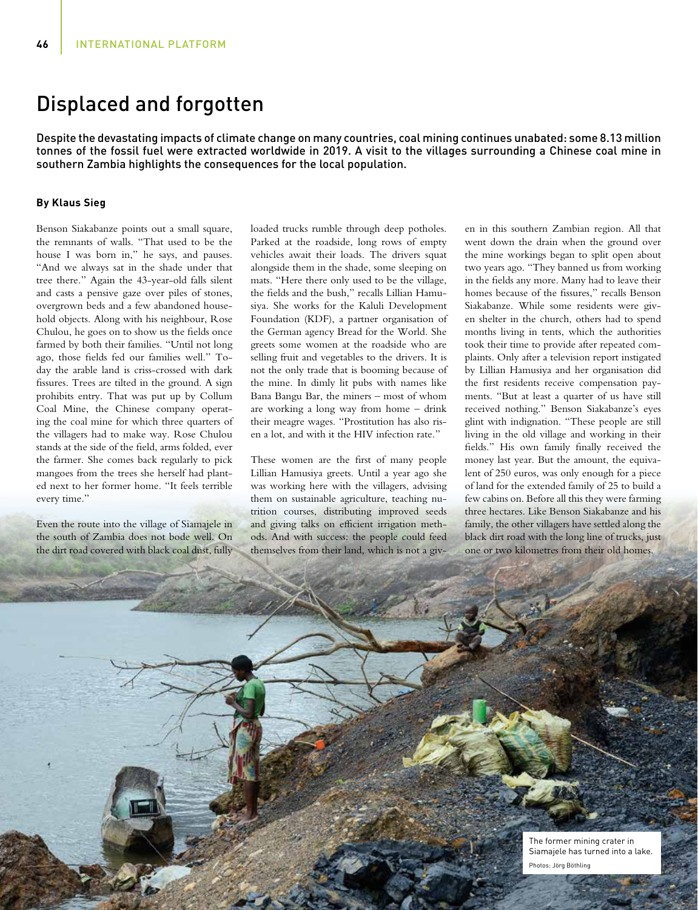# Displaced and forgotten

Despite the devastating impacts of climate change on many countries, coal mining continues unabated: some 8.13 million tonnes of the fossil fuel were extracted worldwide in 2019. A visit to the villages surrounding a Chinese coal mine in southern Zambia highlights the consequences for the local population.

**By Klaus Sieg**

Benson Siakabanze points out a small square, the remnants of walls. "That used to be the house I was born in," he says, and pauses. "And we always sat in the shade under that tree there." Again the 43-year-old falls silent and casts a pensive gaze over piles of stones, overgrown beds and a few abandoned household objects. Along with his neighbour, Rose Chulou, he goes on to show us the fields once farmed by both their families. "Until not long ago, those fields fed our families well." Today the arable land is criss-crossed with dark fissures. Trees are tilted in the ground. A sign prohibits entry. That was put up by Collum Coal Mine, the Chinese company operating the coal mine for which three quarters of the villagers had to make way. Rose Chulou stands at the side of the field, arms folded, ever the farmer. She comes back regularly to pick mangoes from the trees she herself had planted next to her former home. "It feels terrible every time."

Even the route into the village of Siamajele in the south of Zambia does not bode well. On the dirt road covered with black coal dust, fully loaded trucks rumble through deep potholes. Parked at the roadside, long rows of empty vehicles await their loads. The drivers squat alongside them in the shade, some sleeping on mats. "Here there only used to be the village, the fields and the bush," recalls Lillian Hamusiya. She works for the Kaluli Development Foundation (KDF), a partner organisation of the German agency Bread for the World. She greets some women at the roadside who are selling fruit and vegetables to the drivers. It is not the only trade that is booming because of the mine. In dimly lit pubs with names like Bana Bangu Bar, the miners – most of whom are working a long way from home – drink their meagre wages. "Prostitution has also risen a lot, and with it the HIV infection rate."

These women are the first of many people Lillian Hamusiya greets. Until a year ago she was working here with the villagers, advising them on sustainable agriculture, teaching nutrition courses, distributing improved seeds and giving talks on efficient irrigation methods. And with success: the people could feed themselves from their land, which is not a given in this southern Zambian region. All that went down the drain when the ground over the mine workings began to split open about two years ago. "They banned us from working in the fields any more. Many had to leave their homes because of the fissures," recalls Benson Siakabanze. While some residents were given shelter in the church, others had to spend months living in tents, which the authorities took their time to provide after repeated complaints. Only after a television report instigated by Lillian Hamusiya and her organisation did the first residents receive compensation payments. "But at least a quarter of us have still received nothing." Benson Siakabanze's eyes glint with indignation. "These people are still living in the old village and working in their fields." His own family finally received the money last year. But the amount, the equivalent of 250 euros, was only enough for a piece of land for the extended family of 25 to build a few cabins on. Before all this they were farming three hectares. Like Benson Siakabanze and his family, the other villagers have settled along the black dirt road with the long line of trucks, just one or two kilometres from their old homes.

The former mining crater in Siamajele has turned into a lake.

Photos: Jörg Böthling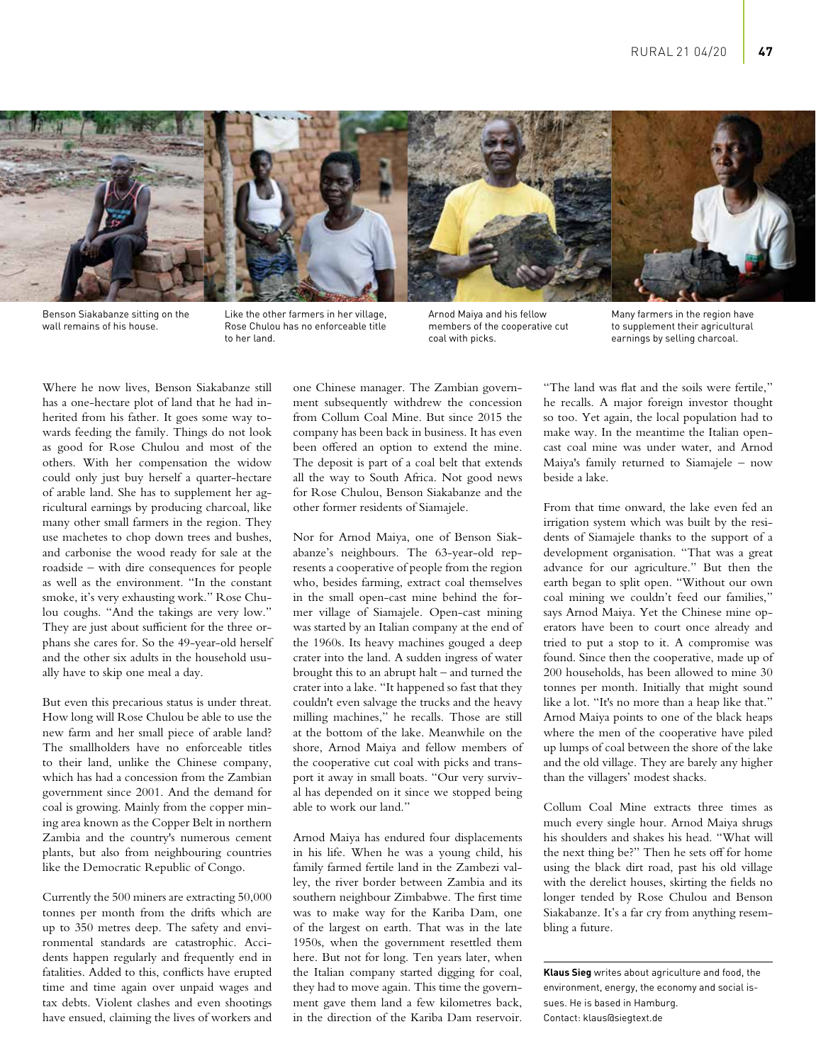Benson Siakabanze sitting on the wall remains of his house.

Like the other farmers in her village, Rose Chulou has no enforceable title to her land.

Arnod Maiya and his fellow members of the cooperative cut coal with picks.

Many farmers in the region have to supplement their agricultural earnings by selling charcoal.

Where he now lives, Benson Siakabanze still has a one-hectare plot of land that he had inherited from his father. It goes some way towards feeding the family. Things do not look as good for Rose Chulou and most of the others. With her compensation the widow could only just buy herself a quarter-hectare of arable land. She has to supplement her agricultural earnings by producing charcoal, like many other small farmers in the region. They use machetes to chop down trees and bushes, and carbonise the wood ready for sale at the roadside – with dire consequences for people as well as the environment. "In the constant smoke, it's very exhausting work." Rose Chulou coughs. "And the takings are very low." They are just about sufficient for the three orphans she cares for. So the 49-year-old herself and the other six adults in the household usually have to skip one meal a day.

But even this precarious status is under threat. How long will Rose Chulou be able to use the new farm and her small piece of arable land? The smallholders have no enforceable titles to their land, unlike the Chinese company, which has had a concession from the Zambian government since 2001. And the demand for coal is growing. Mainly from the copper mining area known as the Copper Belt in northern Zambia and the country's numerous cement plants, but also from neighbouring countries like the Democratic Republic of Congo.

Currently the 500 miners are extracting 50,000 tonnes per month from the drifts which are up to 350 metres deep. The safety and environmental standards are catastrophic. Accidents happen regularly and frequently end in fatalities. Added to this, conflicts have erupted time and time again over unpaid wages and tax debts. Violent clashes and even shootings have ensued, claiming the lives of workers and one Chinese manager. The Zambian government subsequently withdrew the concession from Collum Coal Mine. But since 2015 the company has been back in business. It has even been offered an option to extend the mine. The deposit is part of a coal belt that extends all the way to South Africa. Not good news for Rose Chulou, Benson Siakabanze and the other former residents of Siamajele.

Nor for Arnod Maiya, one of Benson Siakabanze's neighbours. The 63-year-old represents a cooperative of people from the region who, besides farming, extract coal themselves in the small open-cast mine behind the former village of Siamajele. Open-cast mining was started by an Italian company at the end of the 1960s. Its heavy machines gouged a deep crater into the land. A sudden ingress of water brought this to an abrupt halt – and turned the crater into a lake. "It happened so fast that they couldn't even salvage the trucks and the heavy milling machines," he recalls. Those are still at the bottom of the lake. Meanwhile on the shore, Arnod Maiya and fellow members of the cooperative cut coal with picks and transport it away in small boats. "Our very survival has depended on it since we stopped being able to work our land."

Arnod Maiya has endured four displacements in his life. When he was a young child, his family farmed fertile land in the Zambezi valley, the river border between Zambia and its southern neighbour Zimbabwe. The first time was to make way for the Kariba Dam, one of the largest on earth. That was in the late 1950s, when the government resettled them here. But not for long. Ten years later, when the Italian company started digging for coal, they had to move again. This time the government gave them land a few kilometres back, in the direction of the Kariba Dam reservoir. "The land was flat and the soils were fertile," he recalls. A major foreign investor thought so too. Yet again, the local population had to make way. In the meantime the Italian open-cast coal mine was under water, and Arnod Maiya's family returned to Siamajele – now beside a lake.

From that time onward, the lake even fed an irrigation system which was built by the residents of Siamajele thanks to the support of a development organisation. "That was a great advance for our agriculture." But then the earth began to split open. "Without our own coal mining we couldn't feed our families," says Arnod Maiya. Yet the Chinese mine operators have been to court once already and tried to put a stop to it. A compromise was found. Since then the cooperative, made up of 200 households, has been allowed to mine 30 tonnes per month. Initially that might sound like a lot. "It's no more than a heap like that." Arnod Maiya points to one of the black heaps where the men of the cooperative have piled up lumps of coal between the shore of the lake and the old village. They are barely any higher than the villagers' modest shacks.

Collum Coal Mine extracts three times as much every single hour. Arnod Maiya shrugs his shoulders and shakes his head. "What will the next thing be?" Then he sets off for home using the black dirt road, past his old village with the derelict houses, skirting the fields no longer tended by Rose Chulou and Benson Siakabanze. It's a far cry from anything resembling a future.

---

**Klaus Sieg** writes about agriculture and food, the environment, energy, the economy and social issues. He is based in Hamburg.
Contact: klaus@siegtext.de